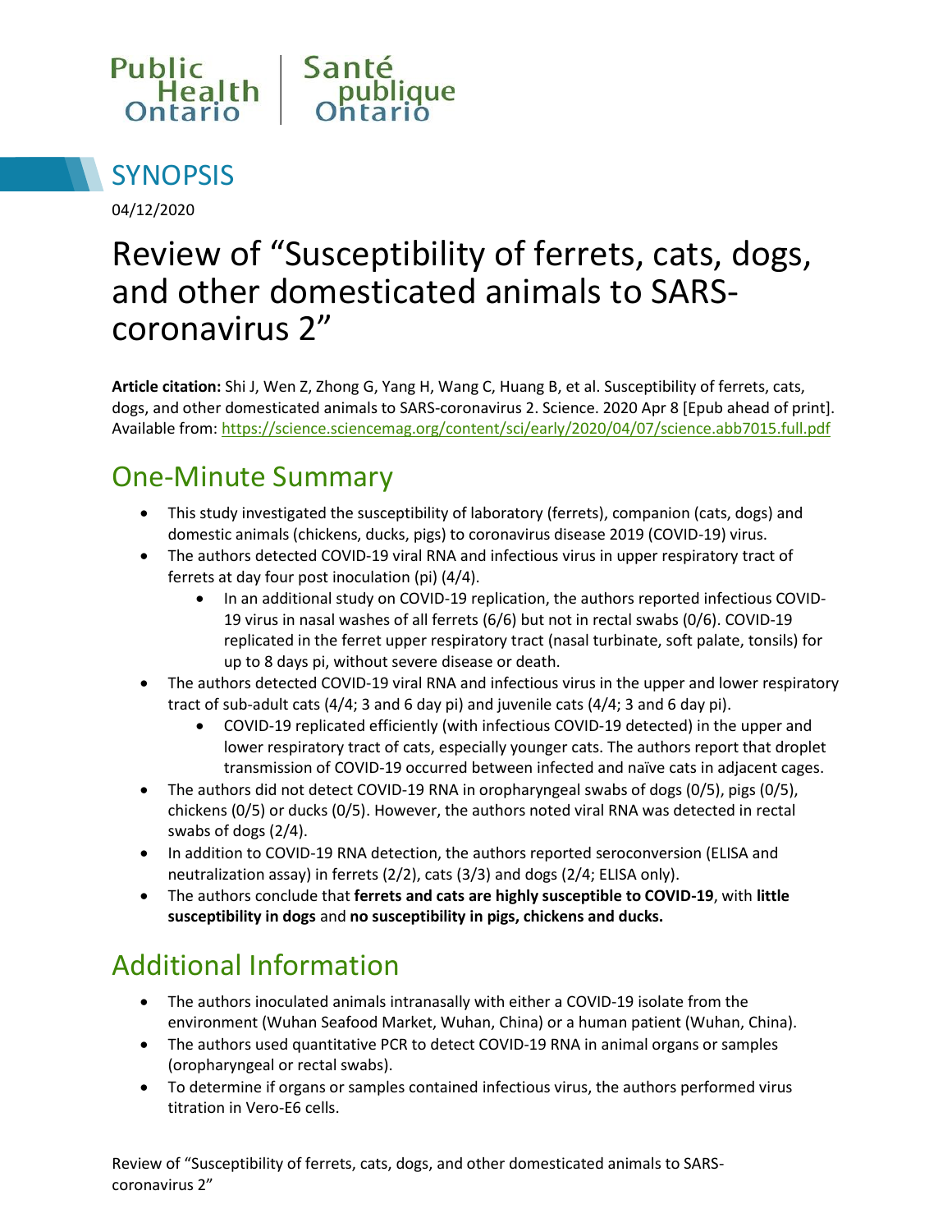Public Health Ontario | Santé publique Ontario

# SYNOPSIS

04/12/2020

# Review of "Susceptibility of ferrets, cats, dogs, and other domesticated animals to SARS-coronavirus 2"

**Article citation:** Shi J, Wen Z, Zhong G, Yang H, Wang C, Huang B, et al. Susceptibility of ferrets, cats, dogs, and other domesticated animals to SARS-coronavirus 2. Science. 2020 Apr 8 [Epub ahead of print]. Available from: https://science.sciencemag.org/content/sci/early/2020/04/07/science.abb7015.full.pdf

## One-Minute Summary

- This study investigated the susceptibility of laboratory (ferrets), companion (cats, dogs) and domestic animals (chickens, ducks, pigs) to coronavirus disease 2019 (COVID-19) virus.
- The authors detected COVID-19 viral RNA and infectious virus in upper respiratory tract of ferrets at day four post inoculation (pi) (4/4).
  - In an additional study on COVID-19 replication, the authors reported infectious COVID-19 virus in nasal washes of all ferrets (6/6) but not in rectal swabs (0/6). COVID-19 replicated in the ferret upper respiratory tract (nasal turbinate, soft palate, tonsils) for up to 8 days pi, without severe disease or death.
- The authors detected COVID-19 viral RNA and infectious virus in the upper and lower respiratory tract of sub-adult cats (4/4; 3 and 6 day pi) and juvenile cats (4/4; 3 and 6 day pi).
  - COVID-19 replicated efficiently (with infectious COVID-19 detected) in the upper and lower respiratory tract of cats, especially younger cats. The authors report that droplet transmission of COVID-19 occurred between infected and naïve cats in adjacent cages.
- The authors did not detect COVID-19 RNA in oropharyngeal swabs of dogs (0/5), pigs (0/5), chickens (0/5) or ducks (0/5). However, the authors noted viral RNA was detected in rectal swabs of dogs (2/4).
- In addition to COVID-19 RNA detection, the authors reported seroconversion (ELISA and neutralization assay) in ferrets (2/2), cats (3/3) and dogs (2/4; ELISA only).
- The authors conclude that **ferrets and cats are highly susceptible to COVID-19**, with **little susceptibility in dogs** and **no susceptibility in pigs, chickens and ducks.**

## Additional Information

- The authors inoculated animals intranasally with either a COVID-19 isolate from the environment (Wuhan Seafood Market, Wuhan, China) or a human patient (Wuhan, China).
- The authors used quantitative PCR to detect COVID-19 RNA in animal organs or samples (oropharyngeal or rectal swabs).
- To determine if organs or samples contained infectious virus, the authors performed virus titration in Vero-E6 cells.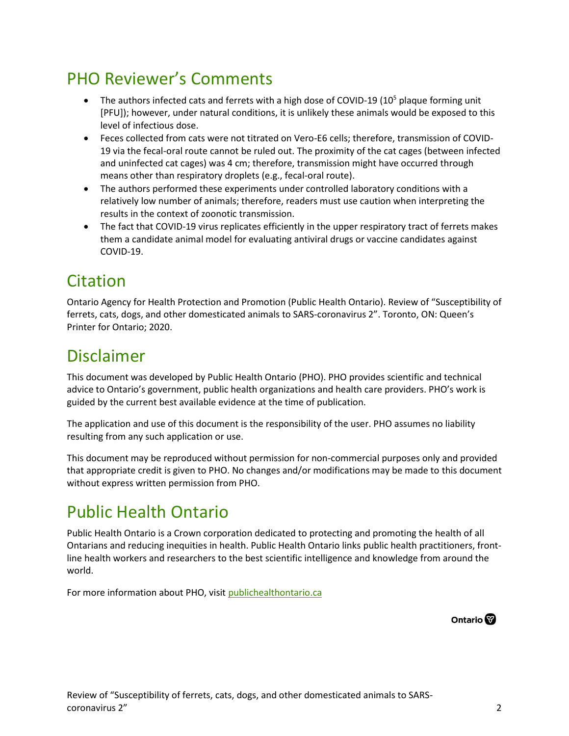## PHO Reviewer's Comments

- The authors infected cats and ferrets with a high dose of COVID-19 ($10^5$ plaque forming unit [PFU]); however, under natural conditions, it is unlikely these animals would be exposed to this level of infectious dose.
- Feces collected from cats were not titrated on Vero-E6 cells; therefore, transmission of COVID-19 via the fecal-oral route cannot be ruled out. The proximity of the cat cages (between infected and uninfected cat cages) was 4 cm; therefore, transmission might have occurred through means other than respiratory droplets (e.g., fecal-oral route).
- The authors performed these experiments under controlled laboratory conditions with a relatively low number of animals; therefore, readers must use caution when interpreting the results in the context of zoonotic transmission.
- The fact that COVID-19 virus replicates efficiently in the upper respiratory tract of ferrets makes them a candidate animal model for evaluating antiviral drugs or vaccine candidates against COVID-19.

## Citation

Ontario Agency for Health Protection and Promotion (Public Health Ontario). Review of "Susceptibility of ferrets, cats, dogs, and other domesticated animals to SARS-coronavirus 2". Toronto, ON: Queen's Printer for Ontario; 2020.

## Disclaimer

This document was developed by Public Health Ontario (PHO). PHO provides scientific and technical advice to Ontario's government, public health organizations and health care providers. PHO's work is guided by the current best available evidence at the time of publication.

The application and use of this document is the responsibility of the user. PHO assumes no liability resulting from any such application or use.

This document may be reproduced without permission for non-commercial purposes only and provided that appropriate credit is given to PHO. No changes and/or modifications may be made to this document without express written permission from PHO.

## Public Health Ontario

Public Health Ontario is a Crown corporation dedicated to protecting and promoting the health of all Ontarians and reducing inequities in health. Public Health Ontario links public health practitioners, front-line health workers and researchers to the best scientific intelligence and knowledge from around the world.

For more information about PHO, visit publichealthontario.ca

Ontario